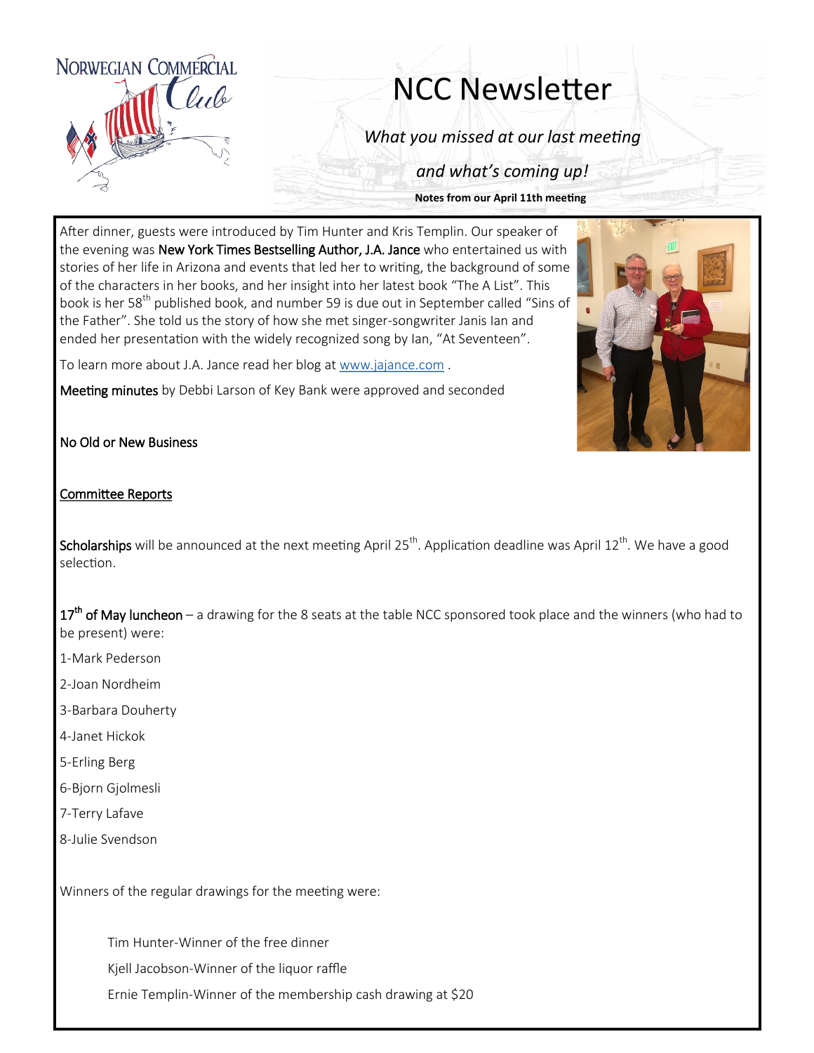NORWEGIAN COMMERCIAL Club

# NCC Newsletter

*What you missed at our last meeting*

*and what's coming up!*

**Notes from our April 11th meeting**

After dinner, guests were introduced by Tim Hunter and Kris Templin. Our speaker of the evening was New York Times Bestselling Author, J.A. Jance who entertained us with stories of her life in Arizona and events that led her to writing, the background of some of the characters in her books, and her insight into her latest book "The A List". This book is her 58th published book, and number 59 is due out in September called "Sins of the Father". She told us the story of how she met singer-songwriter Janis Ian and ended her presentation with the widely recognized song by Ian, "At Seventeen".

To learn more about J.A. Jance read her blog at www.jajance.com .

Meeting minutes by Debbi Larson of Key Bank were approved and seconded

No Old or New Business

Committee Reports

Scholarships will be announced at the next meeting April 25th. Application deadline was April 12th. We have a good selection.

17th of May luncheon – a drawing for the 8 seats at the table NCC sponsored took place and the winners (who had to be present) were:

1-Mark Pederson

2-Joan Nordheim

3-Barbara Douherty

4-Janet Hickok

5-Erling Berg

6-Bjorn Gjolmesli

7-Terry Lafave

8-Julie Svendson

Winners of the regular drawings for the meeting were:

Tim Hunter-Winner of the free dinner

Kjell Jacobson-Winner of the liquor raffle

Ernie Templin-Winner of the membership cash drawing at $20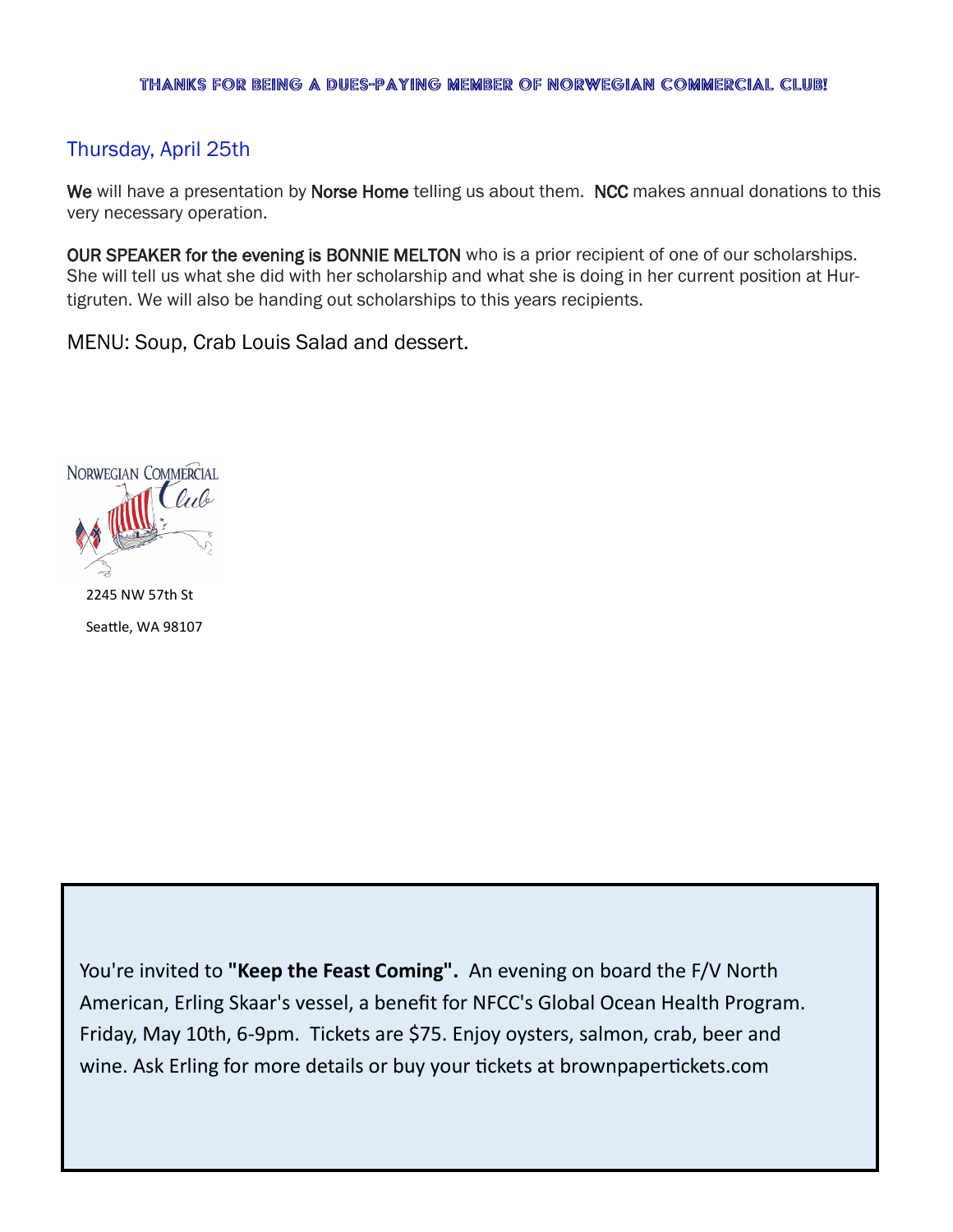**THANKS FOR BEING A DUES-PAYING MEMBER OF NORWEGIAN COMMERCIAL CLUB!**

## Thursday, April 25th

We will have a presentation by Norse Home telling us about them. NCC makes annual donations to this very necessary operation.

OUR SPEAKER for the evening is BONNIE MELTON who is a prior recipient of one of our scholarships. She will tell us what she did with her scholarship and what she is doing in her current position at Hurtigruten. We will also be handing out scholarships to this years recipients.

MENU: Soup, Crab Louis Salad and dessert.

Norwegian Commercial Club

2245 NW 57th St

Seattle, WA 98107

You're invited to **"Keep the Feast Coming".** An evening on board the F/V North American, Erling Skaar's vessel, a benefit for NFCC's Global Ocean Health Program. Friday, May 10th, 6-9pm. Tickets are $75. Enjoy oysters, salmon, crab, beer and wine. Ask Erling for more details or buy your tickets at brownpapertickets.com